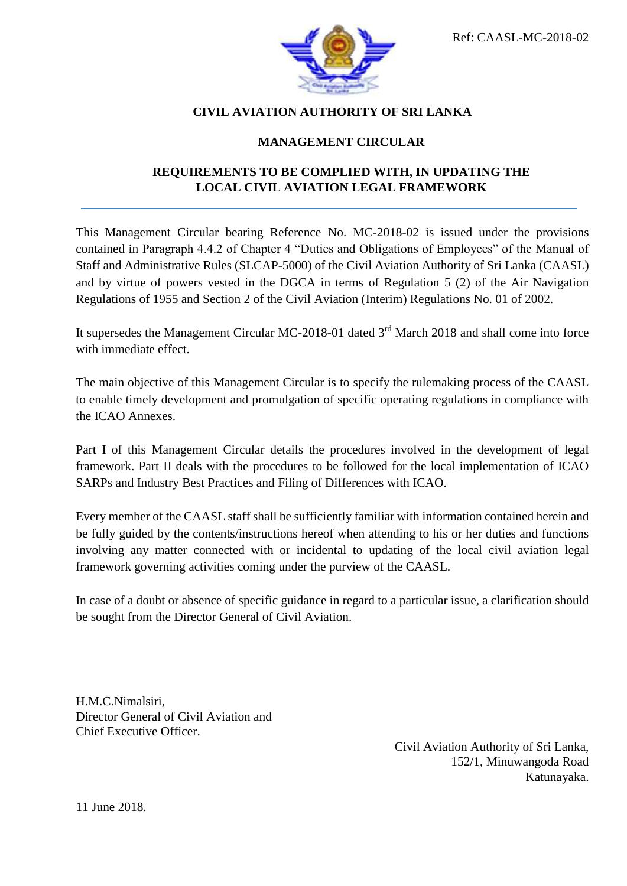Ref: CAASL-MC-2018-02

# CIVIL AVIATION AUTHORITY OF SRI LANKA

## MANAGEMENT CIRCULAR

## REQUIREMENTS TO BE COMPLIED WITH, IN UPDATING THE LOCAL CIVIL AVIATION LEGAL FRAMEWORK

---

This Management Circular bearing Reference No. MC-2018-02 is issued under the provisions contained in Paragraph 4.4.2 of Chapter 4 "Duties and Obligations of Employees" of the Manual of Staff and Administrative Rules (SLCAP-5000) of the Civil Aviation Authority of Sri Lanka (CAASL) and by virtue of powers vested in the DGCA in terms of Regulation 5 (2) of the Air Navigation Regulations of 1955 and Section 2 of the Civil Aviation (Interim) Regulations No. 01 of 2002.

It supersedes the Management Circular MC-2018-01 dated 3rd March 2018 and shall come into force with immediate effect.

The main objective of this Management Circular is to specify the rulemaking process of the CAASL to enable timely development and promulgation of specific operating regulations in compliance with the ICAO Annexes.

Part I of this Management Circular details the procedures involved in the development of legal framework. Part II deals with the procedures to be followed for the local implementation of ICAO SARPs and Industry Best Practices and Filing of Differences with ICAO.

Every member of the CAASL staff shall be sufficiently familiar with information contained herein and be fully guided by the contents/instructions hereof when attending to his or her duties and functions involving any matter connected with or incidental to updating of the local civil aviation legal framework governing activities coming under the purview of the CAASL.

In case of a doubt or absence of specific guidance in regard to a particular issue, a clarification should be sought from the Director General of Civil Aviation.

H.M.C.Nimalsiri,
Director General of Civil Aviation and
Chief Executive Officer.

Civil Aviation Authority of Sri Lanka,
152/1, Minuwangoda Road
Katunayaka.

11 June 2018.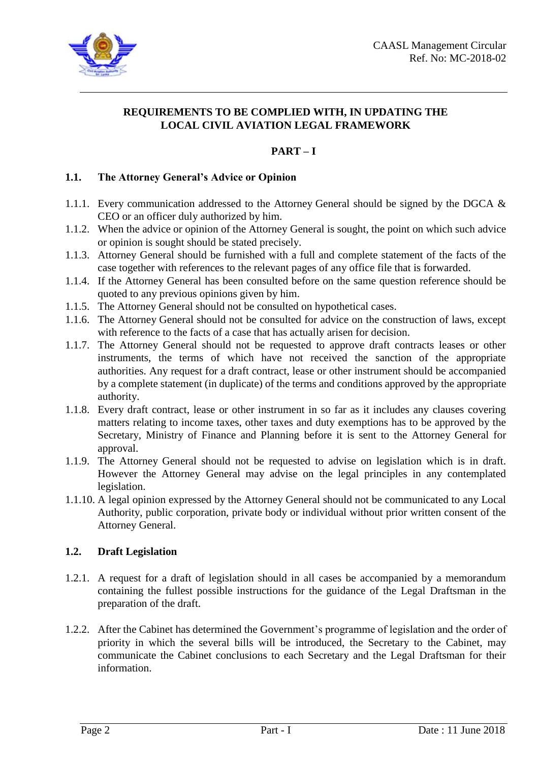## REQUIREMENTS TO BE COMPLIED WITH, IN UPDATING THE LOCAL CIVIL AVIATION LEGAL FRAMEWORK

## PART – I

### 1.1. The Attorney General's Advice or Opinion

1.1.1. Every communication addressed to the Attorney General should be signed by the DGCA & CEO or an officer duly authorized by him.

1.1.2. When the advice or opinion of the Attorney General is sought, the point on which such advice or opinion is sought should be stated precisely.

1.1.3. Attorney General should be furnished with a full and complete statement of the facts of the case together with references to the relevant pages of any office file that is forwarded.

1.1.4. If the Attorney General has been consulted before on the same question reference should be quoted to any previous opinions given by him.

1.1.5. The Attorney General should not be consulted on hypothetical cases.

1.1.6. The Attorney General should not be consulted for advice on the construction of laws, except with reference to the facts of a case that has actually arisen for decision.

1.1.7. The Attorney General should not be requested to approve draft contracts leases or other instruments, the terms of which have not received the sanction of the appropriate authorities. Any request for a draft contract, lease or other instrument should be accompanied by a complete statement (in duplicate) of the terms and conditions approved by the appropriate authority.

1.1.8. Every draft contract, lease or other instrument in so far as it includes any clauses covering matters relating to income taxes, other taxes and duty exemptions has to be approved by the Secretary, Ministry of Finance and Planning before it is sent to the Attorney General for approval.

1.1.9. The Attorney General should not be requested to advise on legislation which is in draft. However the Attorney General may advise on the legal principles in any contemplated legislation.

1.1.10. A legal opinion expressed by the Attorney General should not be communicated to any Local Authority, public corporation, private body or individual without prior written consent of the Attorney General.

### 1.2. Draft Legislation

1.2.1. A request for a draft of legislation should in all cases be accompanied by a memorandum containing the fullest possible instructions for the guidance of the Legal Draftsman in the preparation of the draft.

1.2.2. After the Cabinet has determined the Government's programme of legislation and the order of priority in which the several bills will be introduced, the Secretary to the Cabinet, may communicate the Cabinet conclusions to each Secretary and the Legal Draftsman for their information.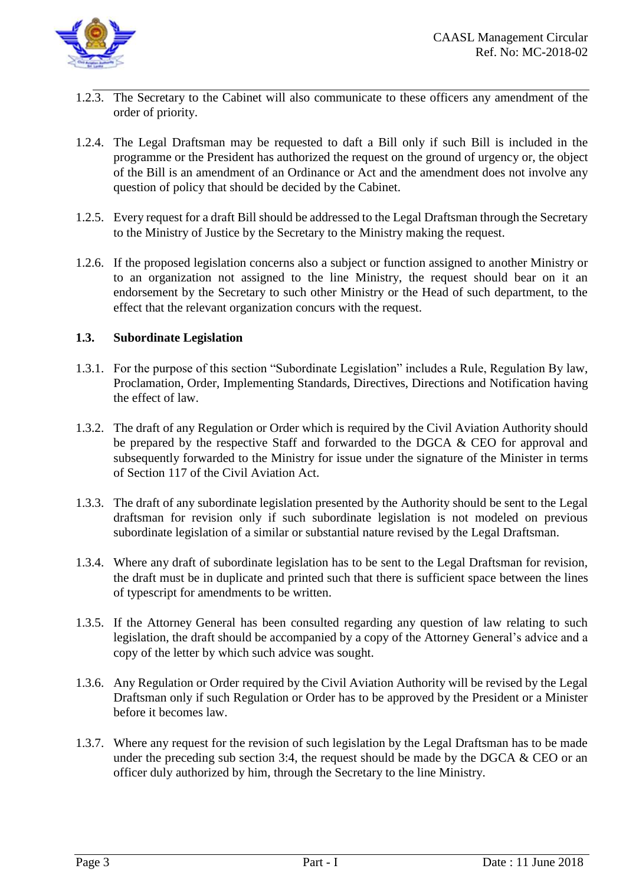1.2.3. The Secretary to the Cabinet will also communicate to these officers any amendment of the order of priority.

1.2.4. The Legal Draftsman may be requested to daft a Bill only if such Bill is included in the programme or the President has authorized the request on the ground of urgency or, the object of the Bill is an amendment of an Ordinance or Act and the amendment does not involve any question of policy that should be decided by the Cabinet.

1.2.5. Every request for a draft Bill should be addressed to the Legal Draftsman through the Secretary to the Ministry of Justice by the Secretary to the Ministry making the request.

1.2.6. If the proposed legislation concerns also a subject or function assigned to another Ministry or to an organization not assigned to the line Ministry, the request should bear on it an endorsement by the Secretary to such other Ministry or the Head of such department, to the effect that the relevant organization concurs with the request.

### 1.3. Subordinate Legislation

1.3.1. For the purpose of this section "Subordinate Legislation" includes a Rule, Regulation By law, Proclamation, Order, Implementing Standards, Directives, Directions and Notification having the effect of law.

1.3.2. The draft of any Regulation or Order which is required by the Civil Aviation Authority should be prepared by the respective Staff and forwarded to the DGCA & CEO for approval and subsequently forwarded to the Ministry for issue under the signature of the Minister in terms of Section 117 of the Civil Aviation Act.

1.3.3. The draft of any subordinate legislation presented by the Authority should be sent to the Legal draftsman for revision only if such subordinate legislation is not modeled on previous subordinate legislation of a similar or substantial nature revised by the Legal Draftsman.

1.3.4. Where any draft of subordinate legislation has to be sent to the Legal Draftsman for revision, the draft must be in duplicate and printed such that there is sufficient space between the lines of typescript for amendments to be written.

1.3.5. If the Attorney General has been consulted regarding any question of law relating to such legislation, the draft should be accompanied by a copy of the Attorney General's advice and a copy of the letter by which such advice was sought.

1.3.6. Any Regulation or Order required by the Civil Aviation Authority will be revised by the Legal Draftsman only if such Regulation or Order has to be approved by the President or a Minister before it becomes law.

1.3.7. Where any request for the revision of such legislation by the Legal Draftsman has to be made under the preceding sub section 3:4, the request should be made by the DGCA & CEO or an officer duly authorized by him, through the Secretary to the line Ministry.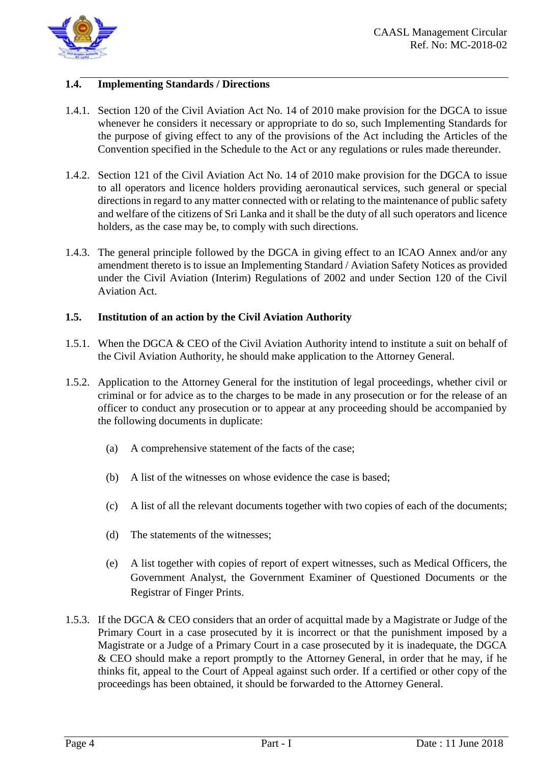### 1.4. Implementing Standards / Directions

1.4.1. Section 120 of the Civil Aviation Act No. 14 of 2010 make provision for the DGCA to issue whenever he considers it necessary or appropriate to do so, such Implementing Standards for the purpose of giving effect to any of the provisions of the Act including the Articles of the Convention specified in the Schedule to the Act or any regulations or rules made thereunder.

1.4.2. Section 121 of the Civil Aviation Act No. 14 of 2010 make provision for the DGCA to issue to all operators and licence holders providing aeronautical services, such general or special directions in regard to any matter connected with or relating to the maintenance of public safety and welfare of the citizens of Sri Lanka and it shall be the duty of all such operators and licence holders, as the case may be, to comply with such directions.

1.4.3. The general principle followed by the DGCA in giving effect to an ICAO Annex and/or any amendment thereto is to issue an Implementing Standard / Aviation Safety Notices as provided under the Civil Aviation (Interim) Regulations of 2002 and under Section 120 of the Civil Aviation Act.

### 1.5. Institution of an action by the Civil Aviation Authority

1.5.1. When the DGCA & CEO of the Civil Aviation Authority intend to institute a suit on behalf of the Civil Aviation Authority, he should make application to the Attorney General.

1.5.2. Application to the Attorney General for the institution of legal proceedings, whether civil or criminal or for advice as to the charges to be made in any prosecution or for the release of an officer to conduct any prosecution or to appear at any proceeding should be accompanied by the following documents in duplicate:

(a) A comprehensive statement of the facts of the case;

(b) A list of the witnesses on whose evidence the case is based;

(c) A list of all the relevant documents together with two copies of each of the documents;

(d) The statements of the witnesses;

(e) A list together with copies of report of expert witnesses, such as Medical Officers, the Government Analyst, the Government Examiner of Questioned Documents or the Registrar of Finger Prints.

1.5.3. If the DGCA & CEO considers that an order of acquittal made by a Magistrate or Judge of the Primary Court in a case prosecuted by it is incorrect or that the punishment imposed by a Magistrate or a Judge of a Primary Court in a case prosecuted by it is inadequate, the DGCA & CEO should make a report promptly to the Attorney General, in order that he may, if he thinks fit, appeal to the Court of Appeal against such order. If a certified or other copy of the proceedings has been obtained, it should be forwarded to the Attorney General.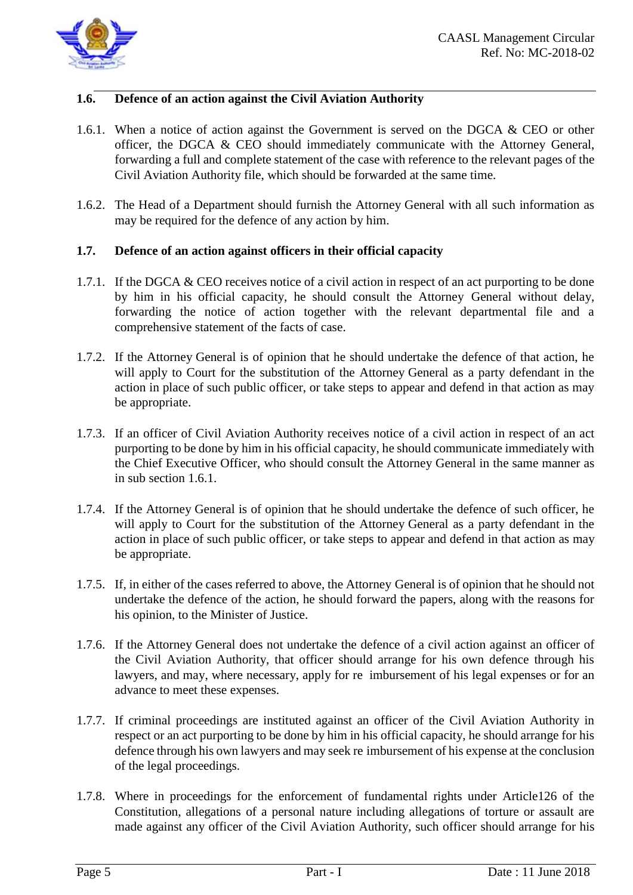### 1.6. Defence of an action against the Civil Aviation Authority

1.6.1. When a notice of action against the Government is served on the DGCA & CEO or other officer, the DGCA & CEO should immediately communicate with the Attorney General, forwarding a full and complete statement of the case with reference to the relevant pages of the Civil Aviation Authority file, which should be forwarded at the same time.

1.6.2. The Head of a Department should furnish the Attorney General with all such information as may be required for the defence of any action by him.

### 1.7. Defence of an action against officers in their official capacity

1.7.1. If the DGCA & CEO receives notice of a civil action in respect of an act purporting to be done by him in his official capacity, he should consult the Attorney General without delay, forwarding the notice of action together with the relevant departmental file and a comprehensive statement of the facts of case.

1.7.2. If the Attorney General is of opinion that he should undertake the defence of that action, he will apply to Court for the substitution of the Attorney General as a party defendant in the action in place of such public officer, or take steps to appear and defend in that action as may be appropriate.

1.7.3. If an officer of Civil Aviation Authority receives notice of a civil action in respect of an act purporting to be done by him in his official capacity, he should communicate immediately with the Chief Executive Officer, who should consult the Attorney General in the same manner as in sub section 1.6.1.

1.7.4. If the Attorney General is of opinion that he should undertake the defence of such officer, he will apply to Court for the substitution of the Attorney General as a party defendant in the action in place of such public officer, or take steps to appear and defend in that action as may be appropriate.

1.7.5. If, in either of the cases referred to above, the Attorney General is of opinion that he should not undertake the defence of the action, he should forward the papers, along with the reasons for his opinion, to the Minister of Justice.

1.7.6. If the Attorney General does not undertake the defence of a civil action against an officer of the Civil Aviation Authority, that officer should arrange for his own defence through his lawyers, and may, where necessary, apply for re imbursement of his legal expenses or for an advance to meet these expenses.

1.7.7. If criminal proceedings are instituted against an officer of the Civil Aviation Authority in respect or an act purporting to be done by him in his official capacity, he should arrange for his defence through his own lawyers and may seek re imbursement of his expense at the conclusion of the legal proceedings.

1.7.8. Where in proceedings for the enforcement of fundamental rights under Article126 of the Constitution, allegations of a personal nature including allegations of torture or assault are made against any officer of the Civil Aviation Authority, such officer should arrange for his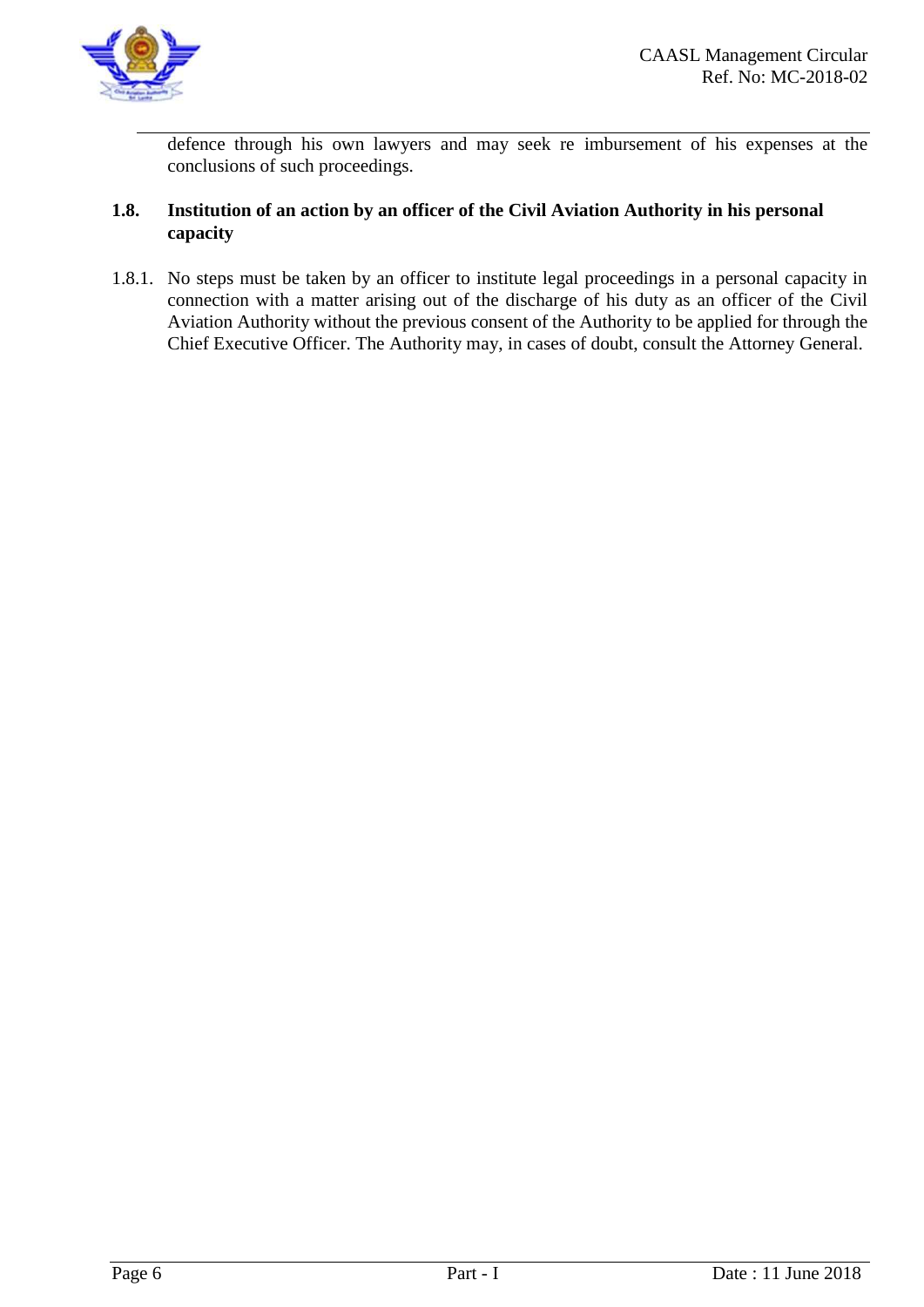defence through his own lawyers and may seek re imbursement of his expenses at the conclusions of such proceedings.

### 1.8. Institution of an action by an officer of the Civil Aviation Authority in his personal capacity

1.8.1. No steps must be taken by an officer to institute legal proceedings in a personal capacity in connection with a matter arising out of the discharge of his duty as an officer of the Civil Aviation Authority without the previous consent of the Authority to be applied for through the Chief Executive Officer. The Authority may, in cases of doubt, consult the Attorney General.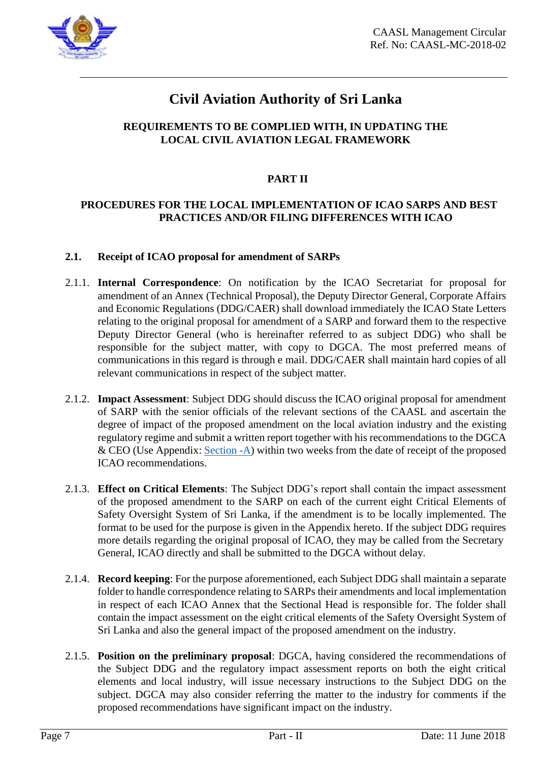# Civil Aviation Authority of Sri Lanka

## REQUIREMENTS TO BE COMPLIED WITH, IN UPDATING THE LOCAL CIVIL AVIATION LEGAL FRAMEWORK

## PART II

## PROCEDURES FOR THE LOCAL IMPLEMENTATION OF ICAO SARPS AND BEST PRACTICES AND/OR FILING DIFFERENCES WITH ICAO

### 2.1. Receipt of ICAO proposal for amendment of SARPs

2.1.1. **Internal Correspondence**: On notification by the ICAO Secretariat for proposal for amendment of an Annex (Technical Proposal), the Deputy Director General, Corporate Affairs and Economic Regulations (DDG/CAER) shall download immediately the ICAO State Letters relating to the original proposal for amendment of a SARP and forward them to the respective Deputy Director General (who is hereinafter referred to as subject DDG) who shall be responsible for the subject matter, with copy to DGCA. The most preferred means of communications in this regard is through e mail. DDG/CAER shall maintain hard copies of all relevant communications in respect of the subject matter.

2.1.2. **Impact Assessment**: Subject DDG should discuss the ICAO original proposal for amendment of SARP with the senior officials of the relevant sections of the CAASL and ascertain the degree of impact of the proposed amendment on the local aviation industry and the existing regulatory regime and submit a written report together with his recommendations to the DGCA & CEO (Use Appendix: Section -A) within two weeks from the date of receipt of the proposed ICAO recommendations.

2.1.3. **Effect on Critical Elements**: The Subject DDG's report shall contain the impact assessment of the proposed amendment to the SARP on each of the current eight Critical Elements of Safety Oversight System of Sri Lanka, if the amendment is to be locally implemented. The format to be used for the purpose is given in the Appendix hereto. If the subject DDG requires more details regarding the original proposal of ICAO, they may be called from the Secretary General, ICAO directly and shall be submitted to the DGCA without delay.

2.1.4. **Record keeping**: For the purpose aforementioned, each Subject DDG shall maintain a separate folder to handle correspondence relating to SARPs their amendments and local implementation in respect of each ICAO Annex that the Sectional Head is responsible for. The folder shall contain the impact assessment on the eight critical elements of the Safety Oversight System of Sri Lanka and also the general impact of the proposed amendment on the industry.

2.1.5. **Position on the preliminary proposal**: DGCA, having considered the recommendations of the Subject DDG and the regulatory impact assessment reports on both the eight critical elements and local industry, will issue necessary instructions to the Subject DDG on the subject. DGCA may also consider referring the matter to the industry for comments if the proposed recommendations have significant impact on the industry.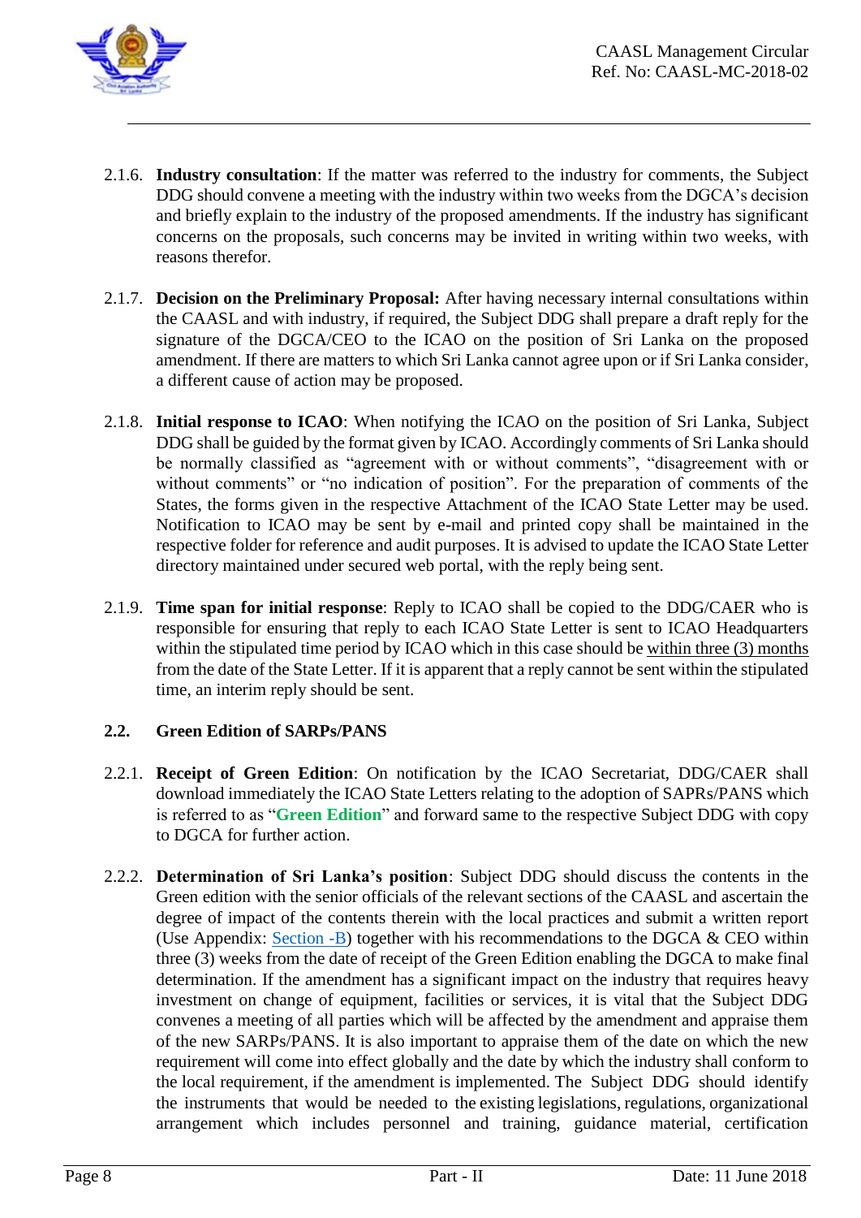2.1.6. **Industry consultation**: If the matter was referred to the industry for comments, the Subject DDG should convene a meeting with the industry within two weeks from the DGCA's decision and briefly explain to the industry of the proposed amendments. If the industry has significant concerns on the proposals, such concerns may be invited in writing within two weeks, with reasons therefor.

2.1.7. **Decision on the Preliminary Proposal:** After having necessary internal consultations within the CAASL and with industry, if required, the Subject DDG shall prepare a draft reply for the signature of the DGCA/CEO to the ICAO on the position of Sri Lanka on the proposed amendment. If there are matters to which Sri Lanka cannot agree upon or if Sri Lanka consider, a different cause of action may be proposed.

2.1.8. **Initial response to ICAO**: When notifying the ICAO on the position of Sri Lanka, Subject DDG shall be guided by the format given by ICAO. Accordingly comments of Sri Lanka should be normally classified as "agreement with or without comments", "disagreement with or without comments" or "no indication of position". For the preparation of comments of the States, the forms given in the respective Attachment of the ICAO State Letter may be used. Notification to ICAO may be sent by e-mail and printed copy shall be maintained in the respective folder for reference and audit purposes. It is advised to update the ICAO State Letter directory maintained under secured web portal, with the reply being sent.

2.1.9. **Time span for initial response**: Reply to ICAO shall be copied to the DDG/CAER who is responsible for ensuring that reply to each ICAO State Letter is sent to ICAO Headquarters within the stipulated time period by ICAO which in this case should be within three (3) months from the date of the State Letter. If it is apparent that a reply cannot be sent within the stipulated time, an interim reply should be sent.

## 2.2. Green Edition of SARPs/PANS

2.2.1. **Receipt of Green Edition**: On notification by the ICAO Secretariat, DDG/CAER shall download immediately the ICAO State Letters relating to the adoption of SAPRs/PANS which is referred to as "**Green Edition**" and forward same to the respective Subject DDG with copy to DGCA for further action.

2.2.2. **Determination of Sri Lanka's position**: Subject DDG should discuss the contents in the Green edition with the senior officials of the relevant sections of the CAASL and ascertain the degree of impact of the contents therein with the local practices and submit a written report (Use Appendix: Section -B) together with his recommendations to the DGCA & CEO within three (3) weeks from the date of receipt of the Green Edition enabling the DGCA to make final determination. If the amendment has a significant impact on the industry that requires heavy investment on change of equipment, facilities or services, it is vital that the Subject DDG convenes a meeting of all parties which will be affected by the amendment and appraise them of the new SARPs/PANS. It is also important to appraise them of the date on which the new requirement will come into effect globally and the date by which the industry shall conform to the local requirement, if the amendment is implemented. The Subject DDG should identify the instruments that would be needed to the existing legislations, regulations, organizational arrangement which includes personnel and training, guidance material, certification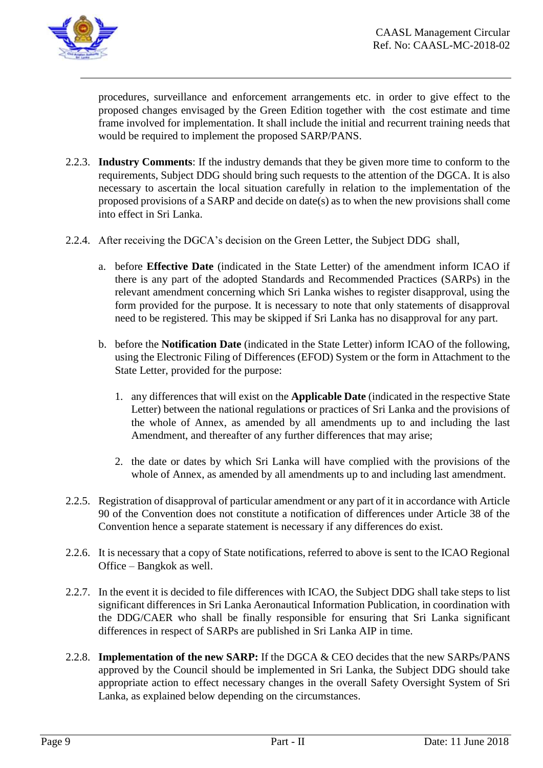procedures, surveillance and enforcement arrangements etc. in order to give effect to the proposed changes envisaged by the Green Edition together with the cost estimate and time frame involved for implementation. It shall include the initial and recurrent training needs that would be required to implement the proposed SARP/PANS.

2.2.3. **Industry Comments**: If the industry demands that they be given more time to conform to the requirements, Subject DDG should bring such requests to the attention of the DGCA. It is also necessary to ascertain the local situation carefully in relation to the implementation of the proposed provisions of a SARP and decide on date(s) as to when the new provisions shall come into effect in Sri Lanka.

2.2.4. After receiving the DGCA's decision on the Green Letter, the Subject DDG shall,

a. before **Effective Date** (indicated in the State Letter) of the amendment inform ICAO if there is any part of the adopted Standards and Recommended Practices (SARPs) in the relevant amendment concerning which Sri Lanka wishes to register disapproval, using the form provided for the purpose. It is necessary to note that only statements of disapproval need to be registered. This may be skipped if Sri Lanka has no disapproval for any part.

b. before the **Notification Date** (indicated in the State Letter) inform ICAO of the following, using the Electronic Filing of Differences (EFOD) System or the form in Attachment to the State Letter, provided for the purpose:

1. any differences that will exist on the **Applicable Date** (indicated in the respective State Letter) between the national regulations or practices of Sri Lanka and the provisions of the whole of Annex, as amended by all amendments up to and including the last Amendment, and thereafter of any further differences that may arise;

2. the date or dates by which Sri Lanka will have complied with the provisions of the whole of Annex, as amended by all amendments up to and including last amendment.

2.2.5. Registration of disapproval of particular amendment or any part of it in accordance with Article 90 of the Convention does not constitute a notification of differences under Article 38 of the Convention hence a separate statement is necessary if any differences do exist.

2.2.6. It is necessary that a copy of State notifications, referred to above is sent to the ICAO Regional Office – Bangkok as well.

2.2.7. In the event it is decided to file differences with ICAO, the Subject DDG shall take steps to list significant differences in Sri Lanka Aeronautical Information Publication, in coordination with the DDG/CAER who shall be finally responsible for ensuring that Sri Lanka significant differences in respect of SARPs are published in Sri Lanka AIP in time.

2.2.8. **Implementation of the new SARP:** If the DGCA & CEO decides that the new SARPs/PANS approved by the Council should be implemented in Sri Lanka, the Subject DDG should take appropriate action to effect necessary changes in the overall Safety Oversight System of Sri Lanka, as explained below depending on the circumstances.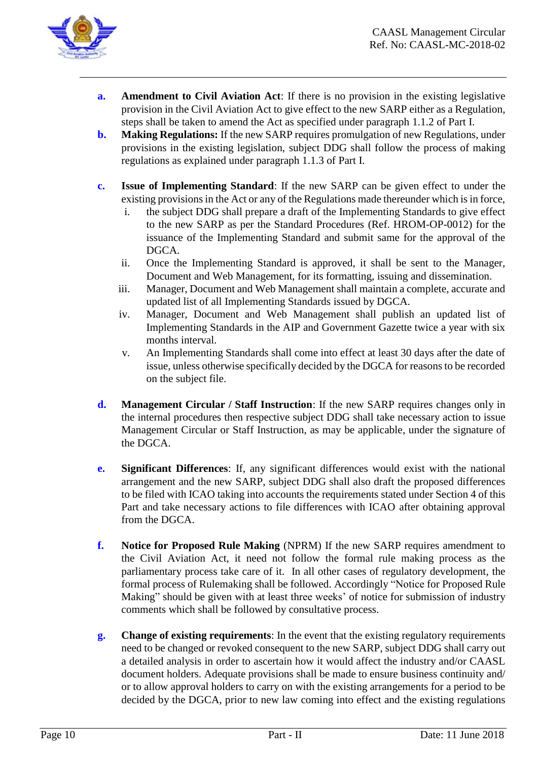**a.** **Amendment to Civil Aviation Act**: If there is no provision in the existing legislative provision in the Civil Aviation Act to give effect to the new SARP either as a Regulation, steps shall be taken to amend the Act as specified under paragraph 1.1.2 of Part I.

**b.** **Making Regulations:** If the new SARP requires promulgation of new Regulations, under provisions in the existing legislation, subject DDG shall follow the process of making regulations as explained under paragraph 1.1.3 of Part I.

**c.** **Issue of Implementing Standard**: If the new SARP can be given effect to under the existing provisions in the Act or any of the Regulations made thereunder which is in force,

   i. the subject DDG shall prepare a draft of the Implementing Standards to give effect to the new SARP as per the Standard Procedures (Ref. HROM-OP-0012) for the issuance of the Implementing Standard and submit same for the approval of the DGCA.

   ii. Once the Implementing Standard is approved, it shall be sent to the Manager, Document and Web Management, for its formatting, issuing and dissemination.

   iii. Manager, Document and Web Management shall maintain a complete, accurate and updated list of all Implementing Standards issued by DGCA.

   iv. Manager, Document and Web Management shall publish an updated list of Implementing Standards in the AIP and Government Gazette twice a year with six months interval.

   v. An Implementing Standards shall come into effect at least 30 days after the date of issue, unless otherwise specifically decided by the DGCA for reasons to be recorded on the subject file.

**d.** **Management Circular / Staff Instruction**: If the new SARP requires changes only in the internal procedures then respective subject DDG shall take necessary action to issue Management Circular or Staff Instruction, as may be applicable, under the signature of the DGCA.

**e.** **Significant Differences**: If, any significant differences would exist with the national arrangement and the new SARP, subject DDG shall also draft the proposed differences to be filed with ICAO taking into accounts the requirements stated under Section 4 of this Part and take necessary actions to file differences with ICAO after obtaining approval from the DGCA.

**f.** **Notice for Proposed Rule Making** (NPRM) If the new SARP requires amendment to the Civil Aviation Act, it need not follow the formal rule making process as the parliamentary process take care of it. In all other cases of regulatory development, the formal process of Rulemaking shall be followed. Accordingly "Notice for Proposed Rule Making" should be given with at least three weeks' of notice for submission of industry comments which shall be followed by consultative process.

**g.** **Change of existing requirements**: In the event that the existing regulatory requirements need to be changed or revoked consequent to the new SARP, subject DDG shall carry out a detailed analysis in order to ascertain how it would affect the industry and/or CAASL document holders. Adequate provisions shall be made to ensure business continuity and/ or to allow approval holders to carry on with the existing arrangements for a period to be decided by the DGCA, prior to new law coming into effect and the existing regulations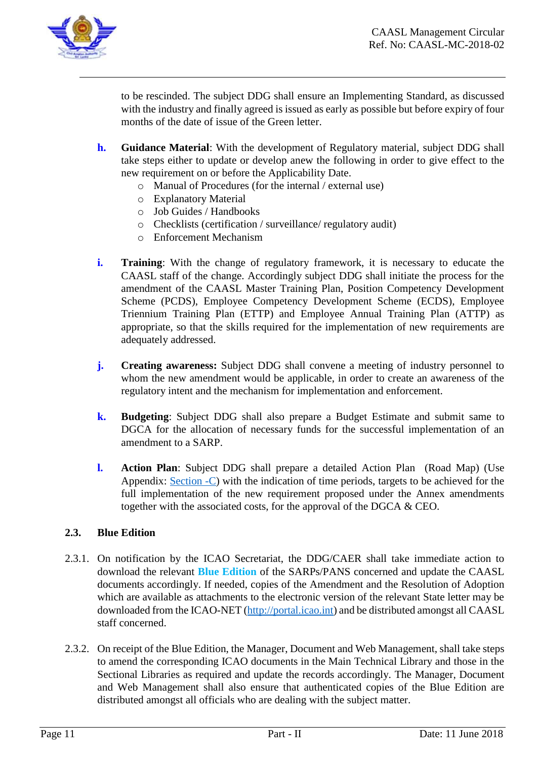to be rescinded. The subject DDG shall ensure an Implementing Standard, as discussed with the industry and finally agreed is issued as early as possible but before expiry of four months of the date of issue of the Green letter.

**h.** **Guidance Material**: With the development of Regulatory material, subject DDG shall take steps either to update or develop anew the following in order to give effect to the new requirement on or before the Applicability Date.

- Manual of Procedures (for the internal / external use)
- Explanatory Material
- Job Guides / Handbooks
- Checklists (certification / surveillance/ regulatory audit)
- Enforcement Mechanism

**i.** **Training**: With the change of regulatory framework, it is necessary to educate the CAASL staff of the change. Accordingly subject DDG shall initiate the process for the amendment of the CAASL Master Training Plan, Position Competency Development Scheme (PCDS), Employee Competency Development Scheme (ECDS), Employee Triennium Training Plan (ETTP) and Employee Annual Training Plan (ATTP) as appropriate, so that the skills required for the implementation of new requirements are adequately addressed.

**j.** **Creating awareness:** Subject DDG shall convene a meeting of industry personnel to whom the new amendment would be applicable, in order to create an awareness of the regulatory intent and the mechanism for implementation and enforcement.

**k.** **Budgeting**: Subject DDG shall also prepare a Budget Estimate and submit same to DGCA for the allocation of necessary funds for the successful implementation of an amendment to a SARP.

**l.** **Action Plan**: Subject DDG shall prepare a detailed Action Plan (Road Map) (Use Appendix: Section -C) with the indication of time periods, targets to be achieved for the full implementation of the new requirement proposed under the Annex amendments together with the associated costs, for the approval of the DGCA & CEO.

### 2.3. Blue Edition

2.3.1. On notification by the ICAO Secretariat, the DDG/CAER shall take immediate action to download the relevant **Blue Edition** of the SARPs/PANS concerned and update the CAASL documents accordingly. If needed, copies of the Amendment and the Resolution of Adoption which are available as attachments to the electronic version of the relevant State letter may be downloaded from the ICAO-NET (http://portal.icao.int) and be distributed amongst all CAASL staff concerned.

2.3.2. On receipt of the Blue Edition, the Manager, Document and Web Management, shall take steps to amend the corresponding ICAO documents in the Main Technical Library and those in the Sectional Libraries as required and update the records accordingly. The Manager, Document and Web Management shall also ensure that authenticated copies of the Blue Edition are distributed amongst all officials who are dealing with the subject matter.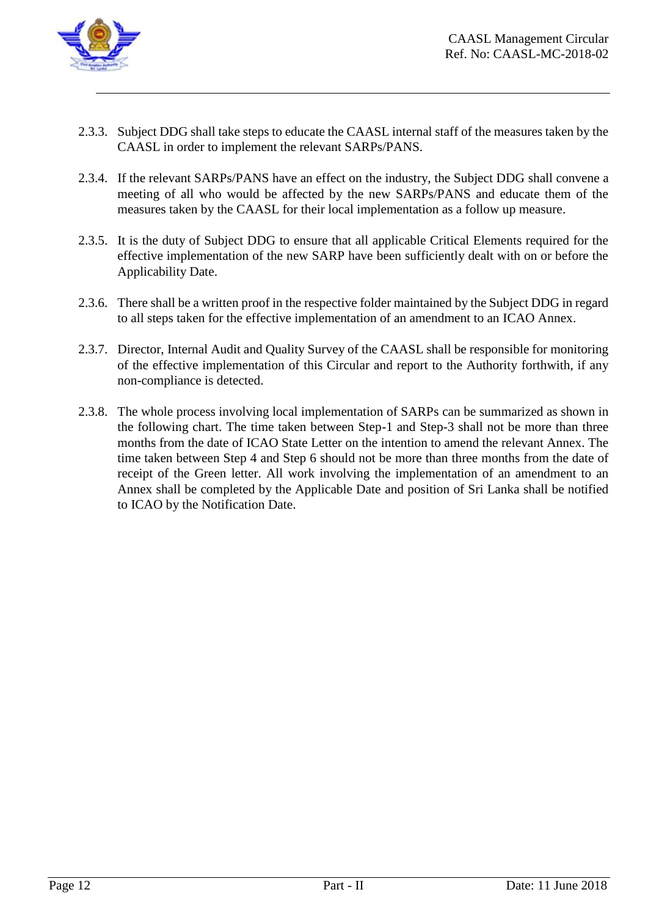2.3.3. Subject DDG shall take steps to educate the CAASL internal staff of the measures taken by the CAASL in order to implement the relevant SARPs/PANS.

2.3.4. If the relevant SARPs/PANS have an effect on the industry, the Subject DDG shall convene a meeting of all who would be affected by the new SARPs/PANS and educate them of the measures taken by the CAASL for their local implementation as a follow up measure.

2.3.5. It is the duty of Subject DDG to ensure that all applicable Critical Elements required for the effective implementation of the new SARP have been sufficiently dealt with on or before the Applicability Date.

2.3.6. There shall be a written proof in the respective folder maintained by the Subject DDG in regard to all steps taken for the effective implementation of an amendment to an ICAO Annex.

2.3.7. Director, Internal Audit and Quality Survey of the CAASL shall be responsible for monitoring of the effective implementation of this Circular and report to the Authority forthwith, if any non-compliance is detected.

2.3.8. The whole process involving local implementation of SARPs can be summarized as shown in the following chart. The time taken between Step-1 and Step-3 shall not be more than three months from the date of ICAO State Letter on the intention to amend the relevant Annex. The time taken between Step 4 and Step 6 should not be more than three months from the date of receipt of the Green letter. All work involving the implementation of an amendment to an Annex shall be completed by the Applicable Date and position of Sri Lanka shall be notified to ICAO by the Notification Date.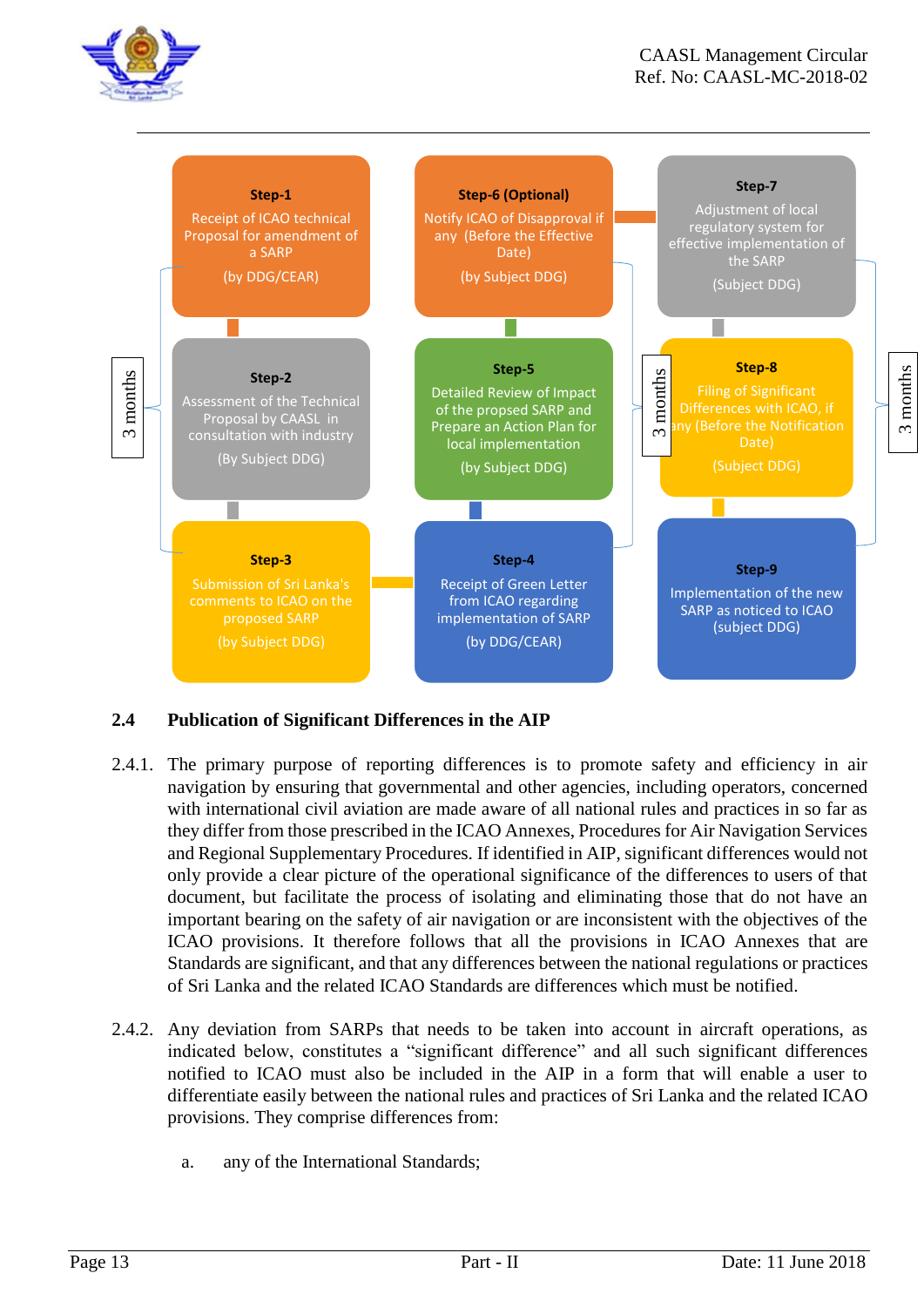**Step-1**
Receipt of ICAO technical Proposal for amendment of a SARP
(by DDG/CEAR)

**Step-2**
Assessment of the Technical Proposal by CAASL in consultation with industry
(By Subject DDG)

**Step-3**
Submission of Sri Lanka's comments to ICAO on the proposed SARP
(by Subject DDG)

3 months

**Step-4**
Receipt of Green Letter from ICAO regarding implementation of SARP
(by DDG/CEAR)

**Step-5**
Detailed Review of Impact of the propsed SARP and Prepare an Action Plan for local implementation
(by Subject DDG)

**Step-6 (Optional)**
Notify ICAO of Disapproval if any (Before the Effective Date)
(by Subject DDG)

3 months

**Step-7**
Adjustment of local regulatory system for effective implementation of the SARP
(Subject DDG)

**Step-8**
Filing of Significant Differences with ICAO, if any (Before the Notification Date)
(Subject DDG)

**Step-9**
Implementation of the new SARP as noticed to ICAO
(subject DDG)

3 months

## 2.4 Publication of Significant Differences in the AIP

2.4.1. The primary purpose of reporting differences is to promote safety and efficiency in air navigation by ensuring that governmental and other agencies, including operators, concerned with international civil aviation are made aware of all national rules and practices in so far as they differ from those prescribed in the ICAO Annexes, Procedures for Air Navigation Services and Regional Supplementary Procedures. If identified in AIP, significant differences would not only provide a clear picture of the operational significance of the differences to users of that document, but facilitate the process of isolating and eliminating those that do not have an important bearing on the safety of air navigation or are inconsistent with the objectives of the ICAO provisions. It therefore follows that all the provisions in ICAO Annexes that are Standards are significant, and that any differences between the national regulations or practices of Sri Lanka and the related ICAO Standards are differences which must be notified.

2.4.2. Any deviation from SARPs that needs to be taken into account in aircraft operations, as indicated below, constitutes a "significant difference" and all such significant differences notified to ICAO must also be included in the AIP in a form that will enable a user to differentiate easily between the national rules and practices of Sri Lanka and the related ICAO provisions. They comprise differences from:

a. any of the International Standards;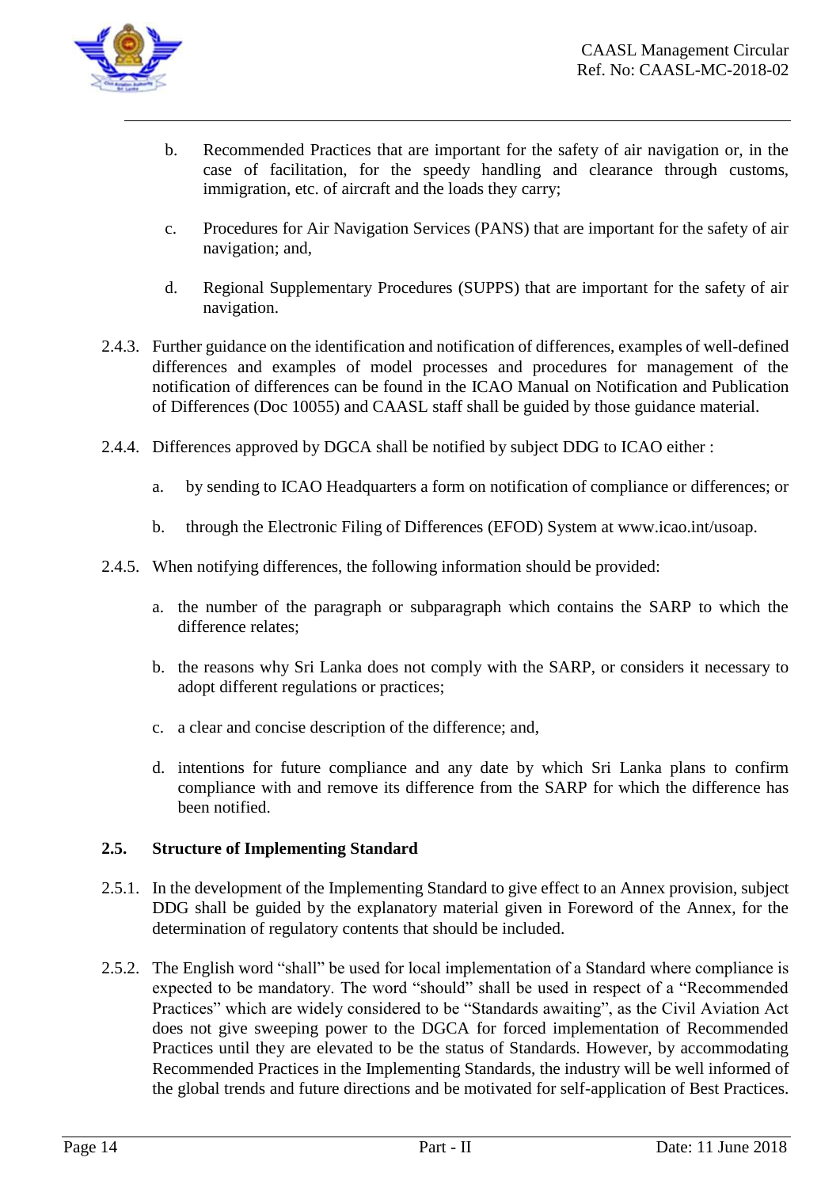b. Recommended Practices that are important for the safety of air navigation or, in the case of facilitation, for the speedy handling and clearance through customs, immigration, etc. of aircraft and the loads they carry;

c. Procedures for Air Navigation Services (PANS) that are important for the safety of air navigation; and,

d. Regional Supplementary Procedures (SUPPS) that are important for the safety of air navigation.

2.4.3. Further guidance on the identification and notification of differences, examples of well-defined differences and examples of model processes and procedures for management of the notification of differences can be found in the ICAO Manual on Notification and Publication of Differences (Doc 10055) and CAASL staff shall be guided by those guidance material.

2.4.4. Differences approved by DGCA shall be notified by subject DDG to ICAO either :

a. by sending to ICAO Headquarters a form on notification of compliance or differences; or

b. through the Electronic Filing of Differences (EFOD) System at www.icao.int/usoap.

2.4.5. When notifying differences, the following information should be provided:

a. the number of the paragraph or subparagraph which contains the SARP to which the difference relates;

b. the reasons why Sri Lanka does not comply with the SARP, or considers it necessary to adopt different regulations or practices;

c. a clear and concise description of the difference; and,

d. intentions for future compliance and any date by which Sri Lanka plans to confirm compliance with and remove its difference from the SARP for which the difference has been notified.

## 2.5. Structure of Implementing Standard

2.5.1. In the development of the Implementing Standard to give effect to an Annex provision, subject DDG shall be guided by the explanatory material given in Foreword of the Annex, for the determination of regulatory contents that should be included.

2.5.2. The English word "shall" be used for local implementation of a Standard where compliance is expected to be mandatory. The word "should" shall be used in respect of a "Recommended Practices" which are widely considered to be "Standards awaiting", as the Civil Aviation Act does not give sweeping power to the DGCA for forced implementation of Recommended Practices until they are elevated to be the status of Standards. However, by accommodating Recommended Practices in the Implementing Standards, the industry will be well informed of the global trends and future directions and be motivated for self-application of Best Practices.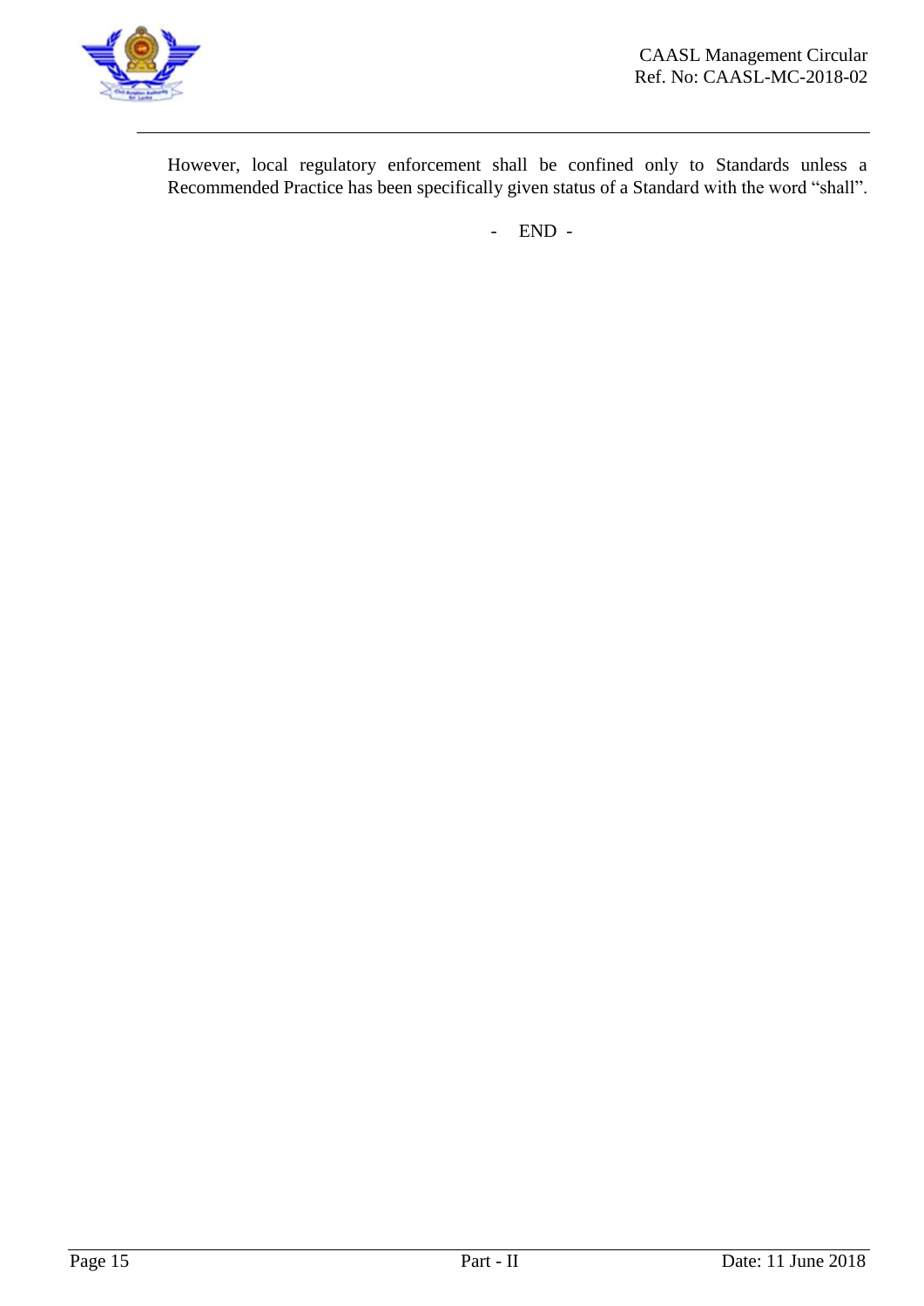However, local regulatory enforcement shall be confined only to Standards unless a Recommended Practice has been specifically given status of a Standard with the word “shall”.

- END -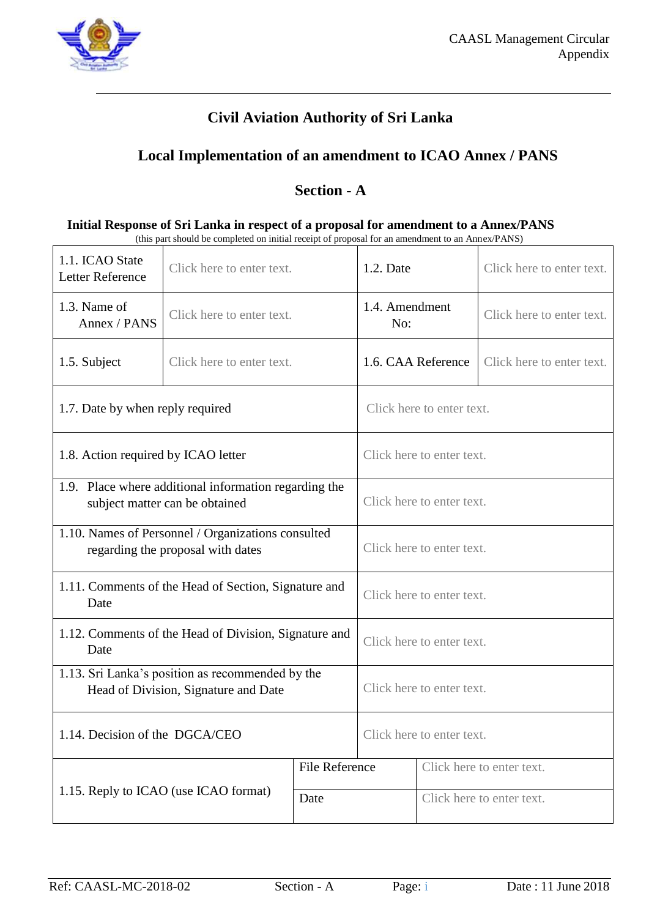# Civil Aviation Authority of Sri Lanka

## Local Implementation of an amendment to ICAO Annex / PANS

## Section - A

**Initial Response of Sri Lanka in respect of a proposal for amendment to a Annex/PANS**

(this part should be completed on initial receipt of proposal for an amendment to an Annex/PANS)

| | | | |
|---|---|---|---|
| 1.1. ICAO State Letter Reference | Click here to enter text. | 1.2. Date | Click here to enter text. |
| 1.3. Name of Annex / PANS | Click here to enter text. | 1.4. Amendment No: | Click here to enter text. |
| 1.5. Subject | Click here to enter text. | 1.6. CAA Reference | Click here to enter text. |
| 1.7. Date by when reply required | | Click here to enter text. | |
| 1.8. Action required by ICAO letter | | Click here to enter text. | |
| 1.9. Place where additional information regarding the subject matter can be obtained | | Click here to enter text. | |
| 1.10. Names of Personnel / Organizations consulted regarding the proposal with dates | | Click here to enter text. | |
| 1.11. Comments of the Head of Section, Signature and Date | | Click here to enter text. | |
| 1.12. Comments of the Head of Division, Signature and Date | | Click here to enter text. | |
| 1.13. Sri Lanka's position as recommended by the Head of Division, Signature and Date | | Click here to enter text. | |
| 1.14. Decision of the DGCA/CEO | | Click here to enter text. | |
| 1.15. Reply to ICAO (use ICAO format) | File Reference | Click here to enter text. | |
| | Date | Click here to enter text. | |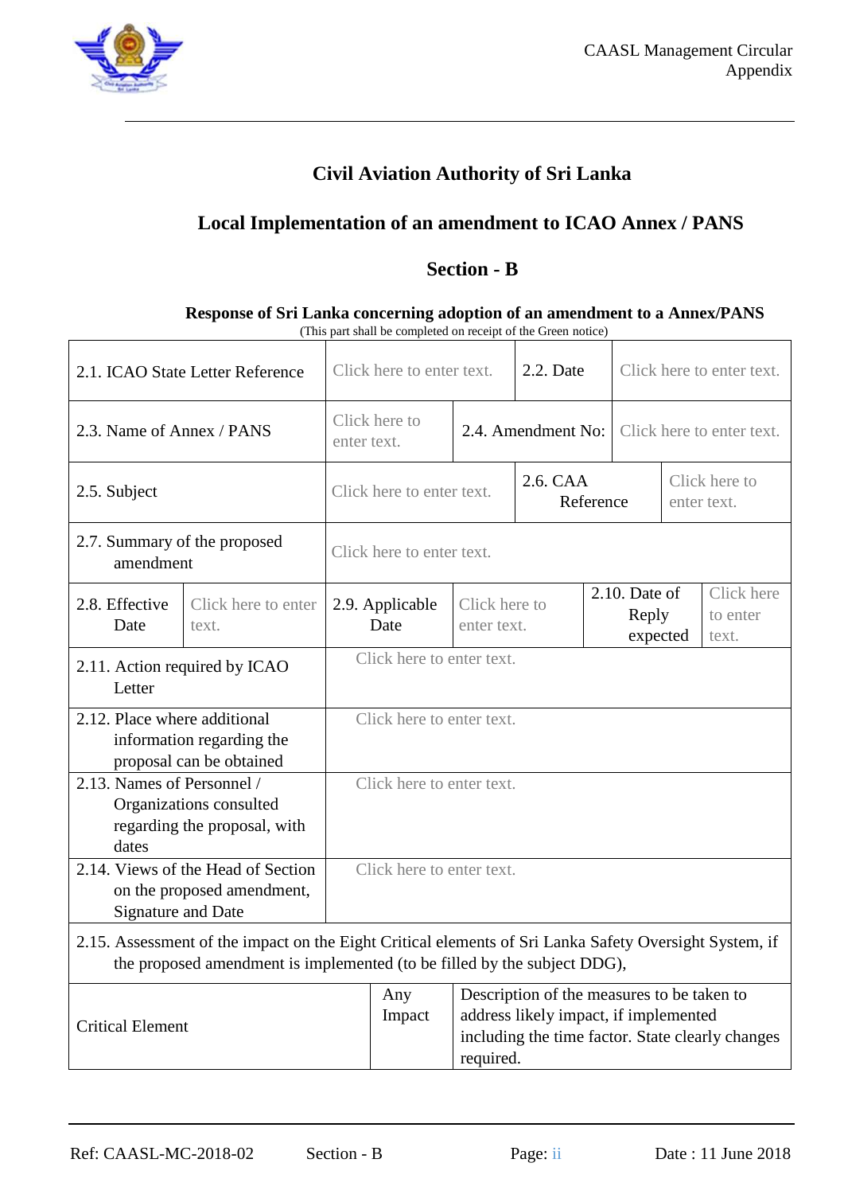# Civil Aviation Authority of Sri Lanka

## Local Implementation of an amendment to ICAO Annex / PANS

## Section - B

**Response of Sri Lanka concerning adoption of an amendment to a Annex/PANS**
(This part shall be completed on receipt of the Green notice)

| 2.1. ICAO State Letter Reference | Click here to enter text. | 2.2. Date | Click here to enter text. |
|---|---|---|---|
| 2.3. Name of Annex / PANS | Click here to enter text. | 2.4. Amendment No: | Click here to enter text. |
| 2.5. Subject | Click here to enter text. | 2.6. CAA Reference | Click here to enter text. |
| 2.7. Summary of the proposed amendment | Click here to enter text. | | |

| 2.8. Effective Date | Click here to enter text. | 2.9. Applicable Date | Click here to enter text. | 2.10. Date of Reply expected | Click here to enter text. |
|---|---|---|---|---|---|

| 2.11. Action required by ICAO Letter | Click here to enter text. |
|---|---|
| 2.12. Place where additional information regarding the proposal can be obtained | Click here to enter text. |
| 2.13. Names of Personnel / Organizations consulted regarding the proposal, with dates | Click here to enter text. |
| 2.14. Views of the Head of Section on the proposed amendment, Signature and Date | Click here to enter text. |

2.15. Assessment of the impact on the Eight Critical elements of Sri Lanka Safety Oversight System, if the proposed amendment is implemented (to be filled by the subject DDG),

| Critical Element | Any Impact | Description of the measures to be taken to address likely impact, if implemented including the time factor. State clearly changes required. |
|---|---|---|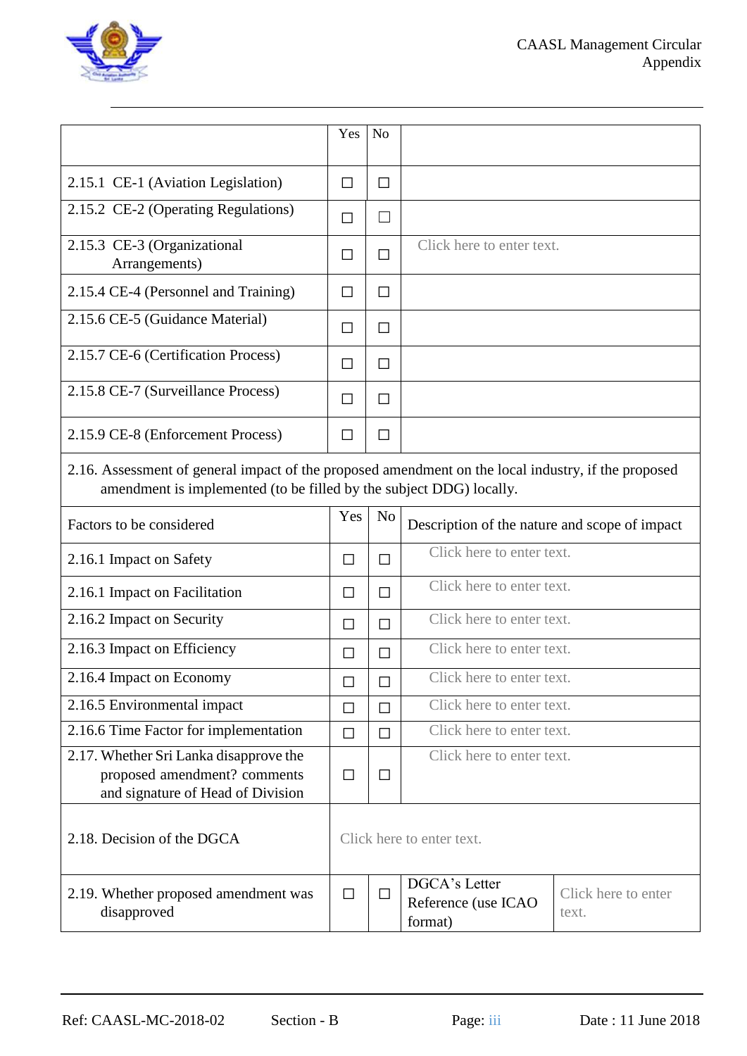| | Yes | No | |
|---|---|---|---|
| 2.15.1 CE-1 (Aviation Legislation) | ☐ | ☐ | |
| 2.15.2 CE-2 (Operating Regulations) | ☐ | ☐ | |
| 2.15.3 CE-3 (Organizational Arrangements) | ☐ | ☐ | Click here to enter text. |
| 2.15.4 CE-4 (Personnel and Training) | ☐ | ☐ | |
| 2.15.6 CE-5 (Guidance Material) | ☐ | ☐ | |
| 2.15.7 CE-6 (Certification Process) | ☐ | ☐ | |
| 2.15.8 CE-7 (Surveillance Process) | ☐ | ☐ | |
| 2.15.9 CE-8 (Enforcement Process) | ☐ | ☐ | |
| 2.16. Assessment of general impact of the proposed amendment on the local industry, if the proposed amendment is implemented (to be filled by the subject DDG) locally. | | | |
| Factors to be considered | Yes | No | Description of the nature and scope of impact |
| 2.16.1 Impact on Safety | ☐ | ☐ | Click here to enter text. |
| 2.16.1 Impact on Facilitation | ☐ | ☐ | Click here to enter text. |
| 2.16.2 Impact on Security | ☐ | ☐ | Click here to enter text. |
| 2.16.3 Impact on Efficiency | ☐ | ☐ | Click here to enter text. |
| 2.16.4 Impact on Economy | ☐ | ☐ | Click here to enter text. |
| 2.16.5 Environmental impact | ☐ | ☐ | Click here to enter text. |
| 2.16.6 Time Factor for implementation | ☐ | ☐ | Click here to enter text. |
| 2.17. Whether Sri Lanka disapprove the proposed amendment? comments and signature of Head of Division | ☐ | ☐ | Click here to enter text. |
| 2.18. Decision of the DGCA | Click here to enter text. | | |
| 2.19. Whether proposed amendment was disapproved | ☐ | ☐ | DGCA's Letter Reference (use ICAO format) — Click here to enter text. |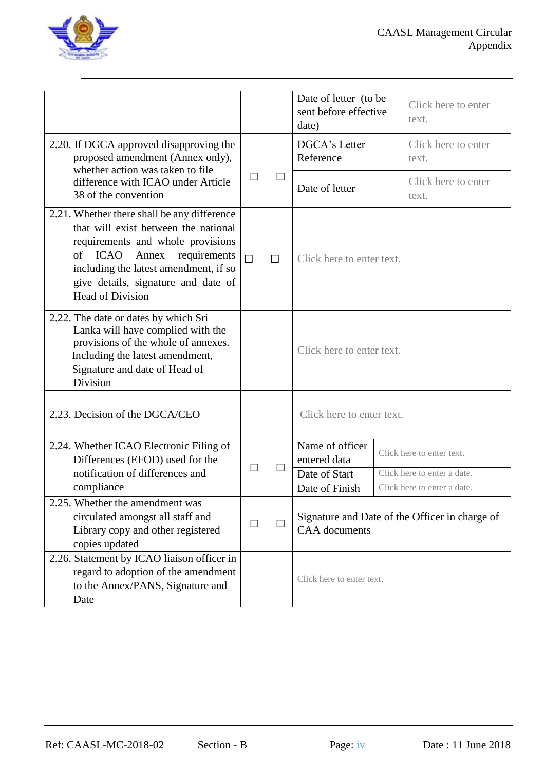|  |  |  | Date of letter (to be sent before effective date) | Click here to enter text. |
|---|---|---|---|---|
| 2.20. If DGCA approved disapproving the proposed amendment (Annex only), whether action was taken to file difference with ICAO under Article 38 of the convention | ☐ | ☐ | DGCA's Letter Reference | Click here to enter text. |
|  |  |  | Date of letter | Click here to enter text. |
| 2.21. Whether there shall be any difference that will exist between the national requirements and whole provisions of ICAO Annex requirements including the latest amendment, if so give details, signature and date of Head of Division | ☐ | ☐ | Click here to enter text. |  |
| 2.22. The date or dates by which Sri Lanka will have complied with the provisions of the whole of annexes. Including the latest amendment, Signature and date of Head of Division |  |  | Click here to enter text. |  |
| 2.23. Decision of the DGCA/CEO |  |  | Click here to enter text. |  |
| 2.24. Whether ICAO Electronic Filing of Differences (EFOD) used for the notification of differences and compliance | ☐ | ☐ | Name of officer entered data | Click here to enter text. |
|  |  |  | Date of Start | Click here to enter a date. |
|  |  |  | Date of Finish | Click here to enter a date. |
| 2.25. Whether the amendment was circulated amongst all staff and Library copy and other registered copies updated | ☐ | ☐ | Signature and Date of the Officer in charge of CAA documents |  |
| 2.26. Statement by ICAO liaison officer in regard to adoption of the amendment to the Annex/PANS, Signature and Date |  |  | Click here to enter text. |  |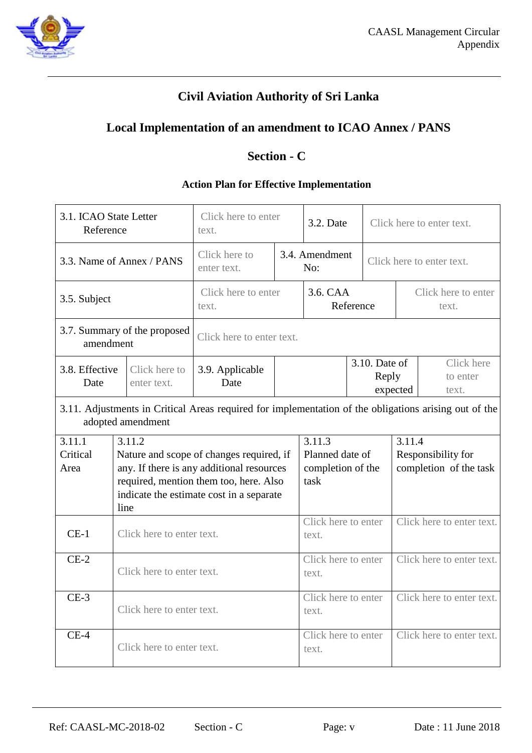# Civil Aviation Authority of Sri Lanka

## Local Implementation of an amendment to ICAO Annex / PANS

## Section - C

### Action Plan for Effective Implementation

| | | | |
|---|---|---|---|
| 3.1. ICAO State Letter Reference | Click here to enter text. | 3.2. Date | Click here to enter text. |
| 3.3. Name of Annex / PANS | Click here to enter text. | 3.4. Amendment No: | Click here to enter text. |
| 3.5. Subject | Click here to enter text. | 3.6. CAA Reference | Click here to enter text. |
| 3.7. Summary of the proposed amendment | Click here to enter text. | | |

| | | | | | |
|---|---|---|---|---|---|
| 3.8. Effective Date | Click here to enter text. | 3.9. Applicable Date | | 3.10. Date of Reply expected | Click here to enter text. |

3.11. Adjustments in Critical Areas required for implementation of the obligations arising out of the adopted amendment

| 3.11.1 Critical Area | 3.11.2 Nature and scope of changes required, if any. If there is any additional resources required, mention them too, here. Also indicate the estimate cost in a separate line | 3.11.3 Planned date of completion of the task | 3.11.4 Responsibility for completion of the task |
|---|---|---|---|
| CE-1 | Click here to enter text. | Click here to enter text. | Click here to enter text. |
| CE-2 | Click here to enter text. | Click here to enter text. | Click here to enter text. |
| CE-3 | Click here to enter text. | Click here to enter text. | Click here to enter text. |
| CE-4 | Click here to enter text. | Click here to enter text. | Click here to enter text. |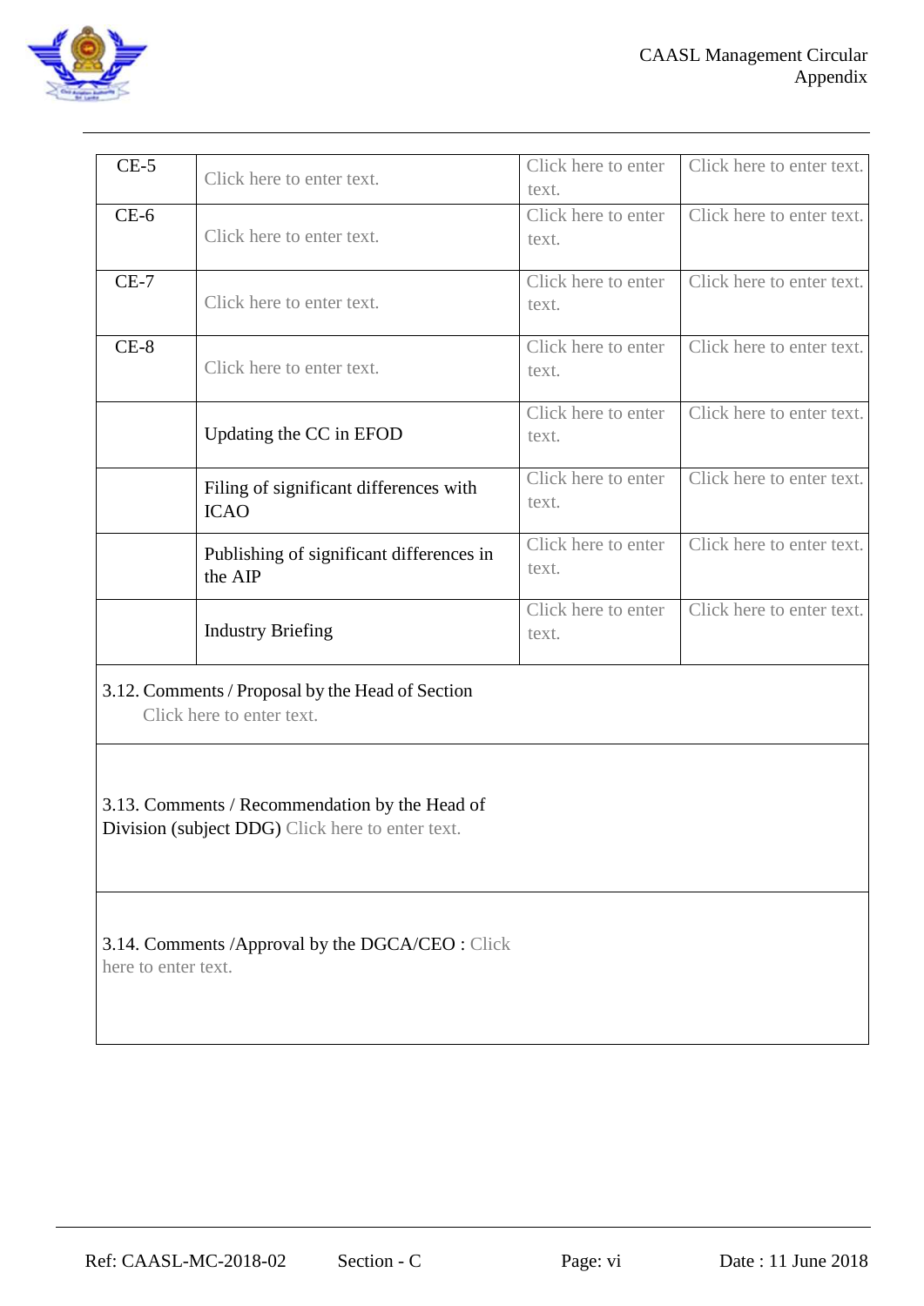| | | | |
|---|---|---|---|
| CE-5 | Click here to enter text. | Click here to enter text. | Click here to enter text. |
| CE-6 | Click here to enter text. | Click here to enter text. | Click here to enter text. |
| CE-7 | Click here to enter text. | Click here to enter text. | Click here to enter text. |
| CE-8 | Click here to enter text. | Click here to enter text. | Click here to enter text. |
| | Updating the CC in EFOD | Click here to enter text. | Click here to enter text. |
| | Filing of significant differences with ICAO | Click here to enter text. | Click here to enter text. |
| | Publishing of significant differences in the AIP | Click here to enter text. | Click here to enter text. |
| | Industry Briefing | Click here to enter text. | Click here to enter text. |

3.12. Comments / Proposal by the Head of Section
Click here to enter text.

3.13. Comments / Recommendation by the Head of Division (subject DDG) Click here to enter text.

3.14. Comments /Approval by the DGCA/CEO : Click here to enter text.